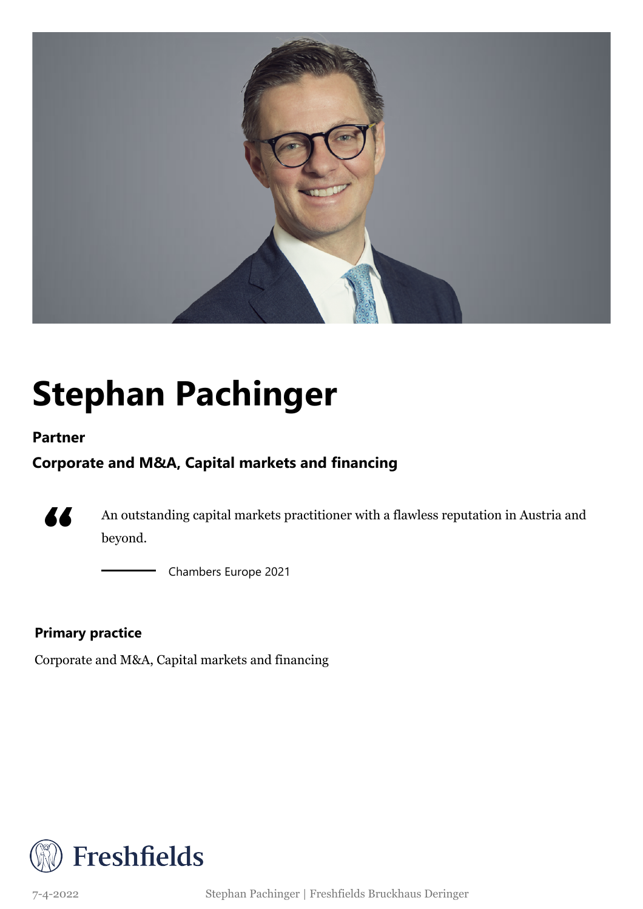# Stephan Pachinger

**Partner**

**Corporate and M&A, Capital markets and financing**

> An outstanding capital markets practitioner with a flawless reputation in Austria and beyond.
>
> — Chambers Europe 2021

**Primary practice**

Corporate and M&A, Capital markets and financing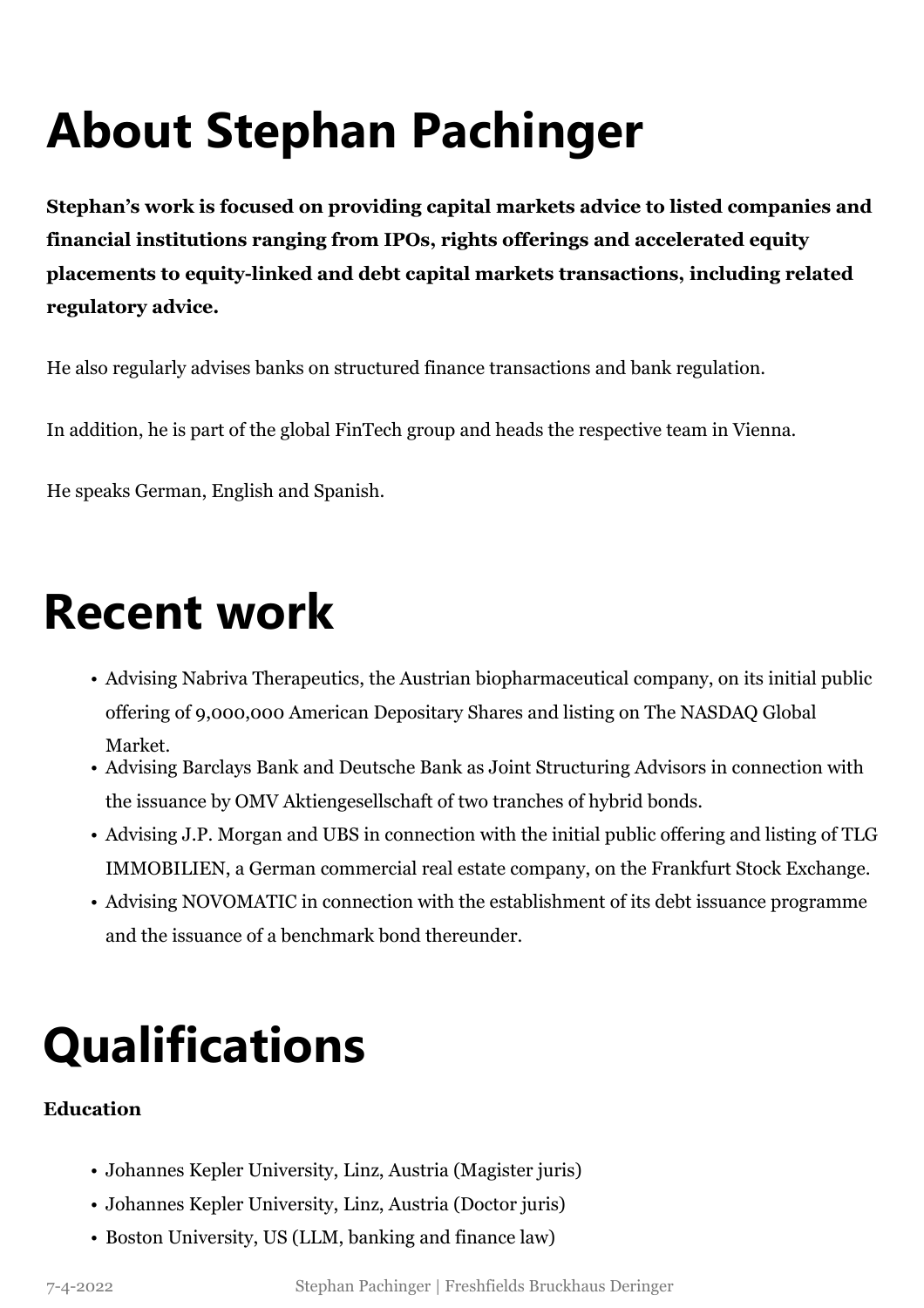# About Stephan Pachinger

**Stephan's work is focused on providing capital markets advice to listed companies and financial institutions ranging from IPOs, rights offerings and accelerated equity placements to equity-linked and debt capital markets transactions, including related regulatory advice.**

He also regularly advises banks on structured finance transactions and bank regulation.

In addition, he is part of the global FinTech group and heads the respective team in Vienna.

He speaks German, English and Spanish.

# Recent work

- Advising Nabriva Therapeutics, the Austrian biopharmaceutical company, on its initial public offering of 9,000,000 American Depositary Shares and listing on The NASDAQ Global Market.
- Advising Barclays Bank and Deutsche Bank as Joint Structuring Advisors in connection with the issuance by OMV Aktiengesellschaft of two tranches of hybrid bonds.
- Advising J.P. Morgan and UBS in connection with the initial public offering and listing of TLG IMMOBILIEN, a German commercial real estate company, on the Frankfurt Stock Exchange.
- Advising NOVOMATIC in connection with the establishment of its debt issuance programme and the issuance of a benchmark bond thereunder.

# Qualifications

**Education**

- Johannes Kepler University, Linz, Austria (Magister juris)
- Johannes Kepler University, Linz, Austria (Doctor juris)
- Boston University, US (LLM, banking and finance law)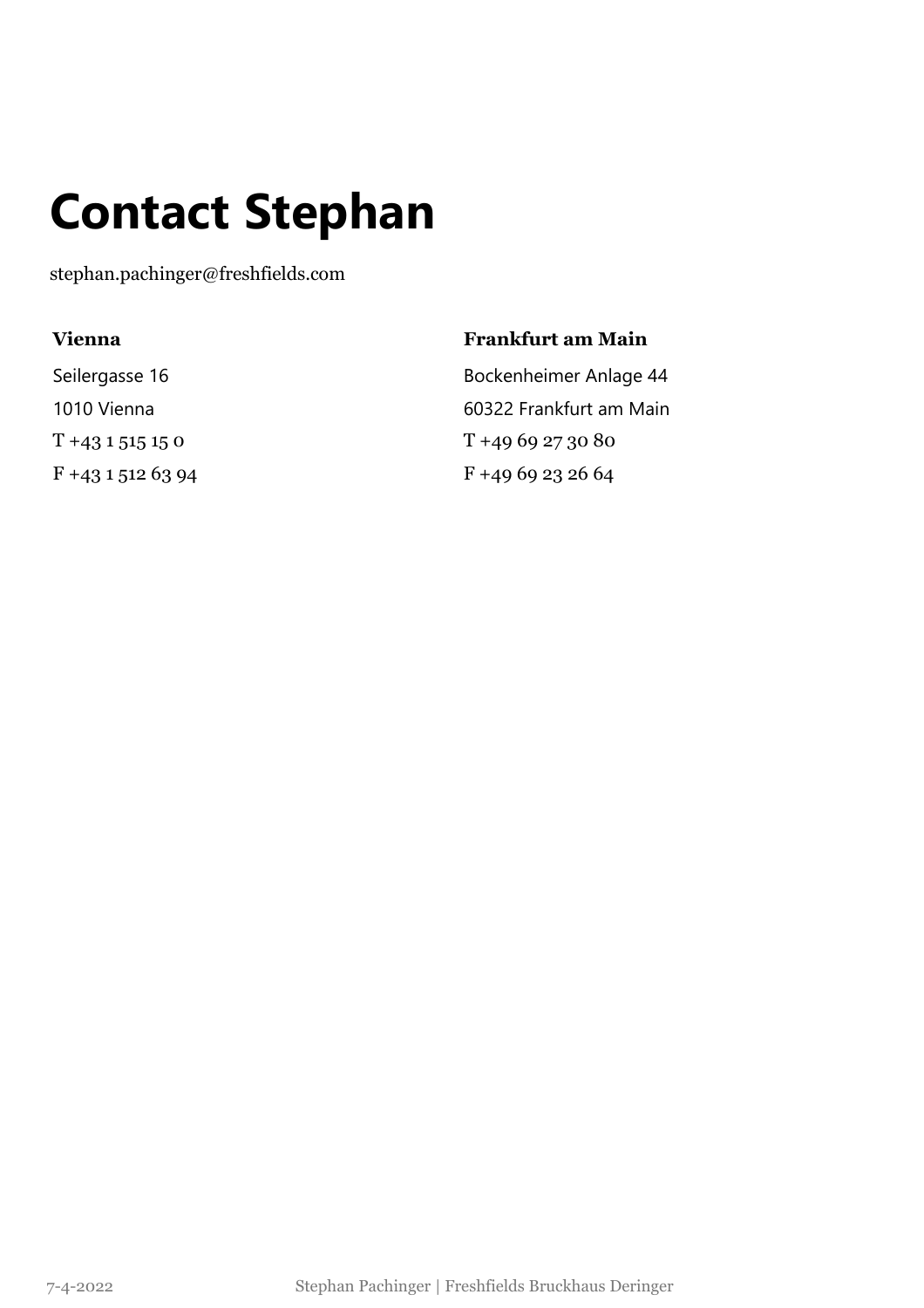# Contact Stephan

stephan.pachinger@freshfields.com

### Vienna

Seilergasse 16

1010 Vienna

T +43 1 515 15 0

F +43 1 512 63 94

### Frankfurt am Main

Bockenheimer Anlage 44

60322 Frankfurt am Main

T +49 69 27 30 80

F +49 69 23 26 64